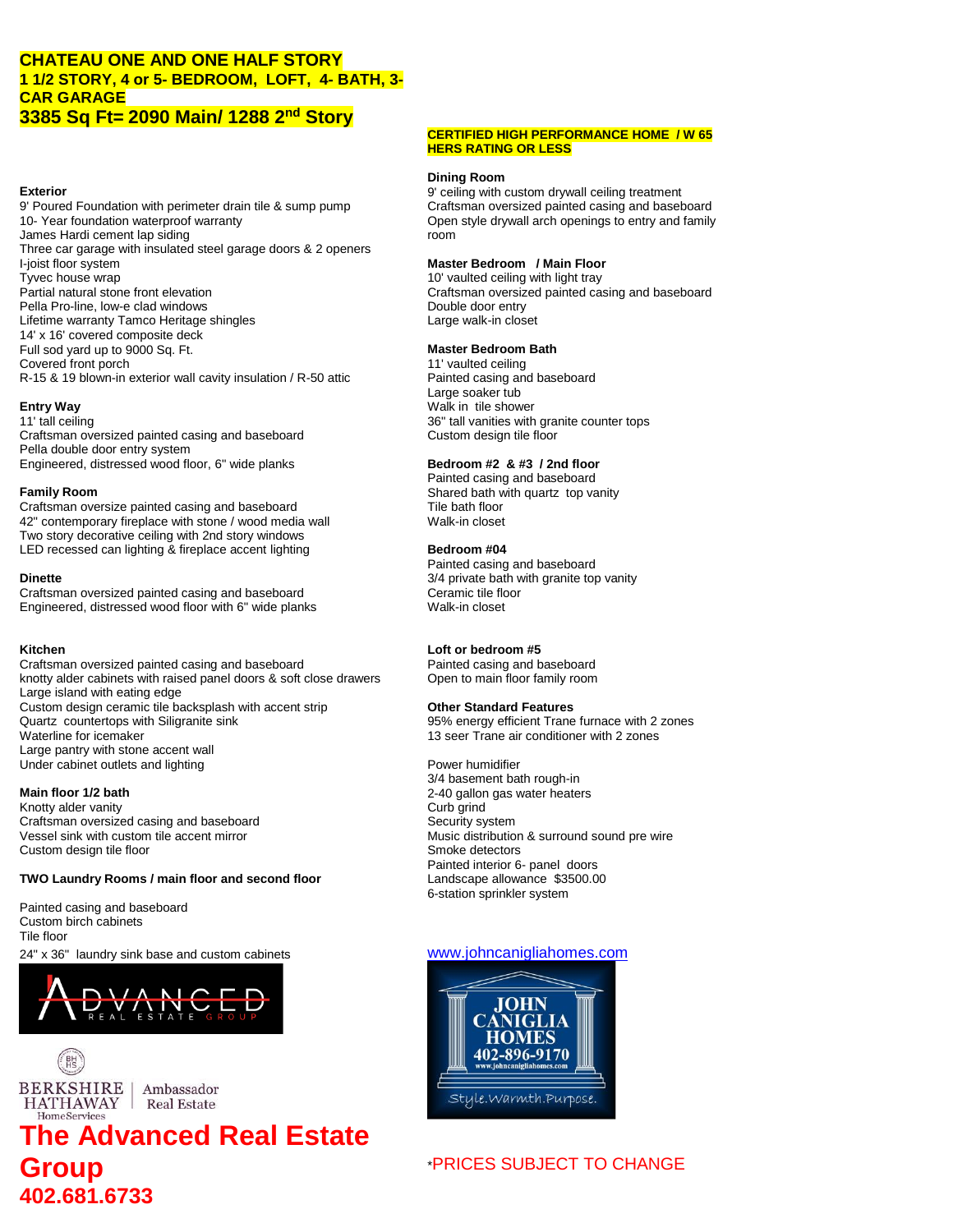# CHATEAU ONE AND ONE HALF STORY
## 1 1/2 STORY, 4 or 5- BEDROOM, LOFT, 4- BATH, 3-CAR GARAGE
## 3385 Sq Ft= 2090 Main/ 1288 2nd Story

**Exterior**
9' Poured Foundation with perimeter drain tile & sump pump
10- Year foundation waterproof warranty
James Hardi cement lap siding
Three car garage with insulated steel garage doors & 2 openers
I-joist floor system
Tyvec house wrap
Partial natural stone front elevation
Pella Pro-line, low-e clad windows
Lifetime warranty Tamco Heritage shingles
14' x 16' covered composite deck
Full sod yard up to 9000 Sq. Ft.
Covered front porch
R-15 & 19 blown-in exterior wall cavity insulation / R-50 attic

**Entry Way**
11' tall ceiling
Craftsman oversized painted casing and baseboard
Pella double door entry system
Engineered, distressed wood floor, 6" wide planks

**Family Room**
Craftsman oversize painted casing and baseboard
42" contemporary fireplace with stone / wood media wall
Two story decorative ceiling with 2nd story windows
LED recessed can lighting & fireplace accent lighting

**Dinette**
Craftsman oversized painted casing and baseboard
Engineered, distressed wood floor with 6" wide planks

**Kitchen**
Craftsman oversized painted casing and baseboard
knotty alder cabinets with raised panel doors & soft close drawers
Large island with eating edge
Custom design ceramic tile backsplash with accent strip
Quartz countertops with Siligranite sink
Waterline for icemaker
Large pantry with stone accent wall
Under cabinet outlets and lighting

**Main floor 1/2 bath**
Knotty alder vanity
Craftsman oversized casing and baseboard
Vessel sink with custom tile accent mirror
Custom design tile floor

**TWO Laundry Rooms / main floor and second floor**

Painted casing and baseboard
Custom birch cabinets
Tile floor
24" x 36" laundry sink base and custom cabinets

**CERTIFIED HIGH PERFORMANCE HOME / W 65 HERS RATING OR LESS**

**Dining Room**
9' ceiling with custom drywall ceiling treatment
Craftsman oversized painted casing and baseboard
Open style drywall arch openings to entry and family room

**Master Bedroom / Main Floor**
10' vaulted ceiling with light tray
Craftsman oversized painted casing and baseboard
Double door entry
Large walk-in closet

**Master Bedroom Bath**
11' vaulted ceiling
Painted casing and baseboard
Large soaker tub
Walk in tile shower
36" tall vanities with granite counter tops
Custom design tile floor

**Bedroom #2 & #3 / 2nd floor**
Painted casing and baseboard
Shared bath with quartz top vanity
Tile bath floor
Walk-in closet

**Bedroom #04**
Painted casing and baseboard
3/4 private bath with granite top vanity
Ceramic tile floor
Walk-in closet

**Loft or bedroom #5**
Painted casing and baseboard
Open to main floor family room

**Other Standard Features**
95% energy efficient Trane furnace with 2 zones
13 seer Trane air conditioner with 2 zones

Power humidifier
3/4 basement bath rough-in
2-40 gallon gas water heaters
Curb grind
Security system
Music distribution & surround sound pre wire
Smoke detectors
Painted interior 6- panel doors
Landscape allowance $3500.00
6-station sprinkler system

www.johncanigliahomes.com

ADVANCED REAL ESTATE GROUP

BERKSHIRE HATHAWAY HomeServices | Ambassador Real Estate

JOHN CANIGLIA HOMES 402-896-9170 www.johncanigliahomes.com Style.Warmth.Purpose.

**The Advanced Real Estate Group**
**402.681.6733**

*PRICES SUBJECT TO CHANGE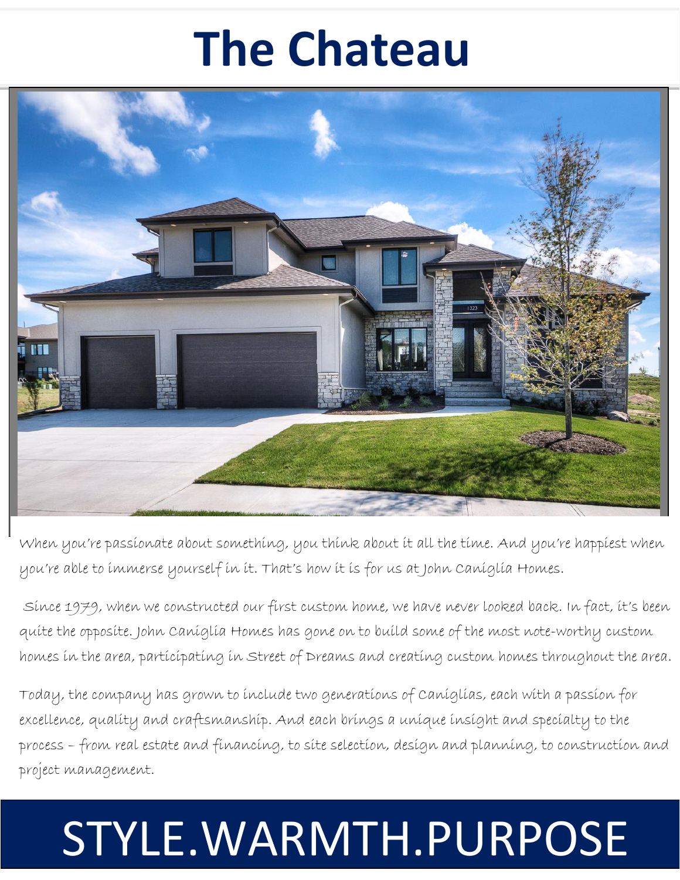# The Chateau

When you're passionate about something, you think about it all the time. And you're happiest when you're able to immerse yourself in it. That's how it is for us at John Caniglia Homes.

Since 1979, when we constructed our first custom home, we have never looked back. In fact, it's been quite the opposite. John Caniglia Homes has gone on to build some of the most note-worthy custom homes in the area, participating in Street of Dreams and creating custom homes throughout the area.

Today, the company has grown to include two generations of Caniglias, each with a passion for excellence, quality and craftsmanship. And each brings a unique insight and specialty to the process – from real estate and financing, to site selection, design and planning, to construction and project management.

## STYLE.WARMTH.PURPOSE